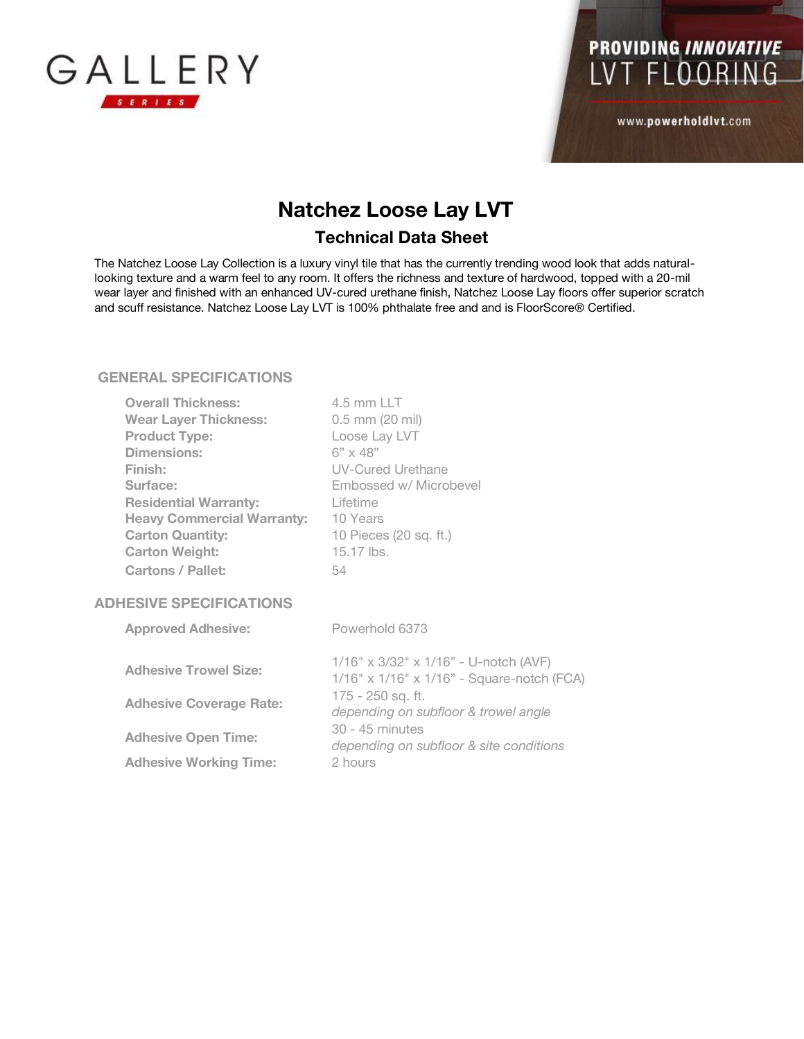GALLERY SERIES

PROVIDING *INNOVATIVE* LVT FLOORING

www.powerholdlvt.com

# Natchez Loose Lay LVT

## Technical Data Sheet

The Natchez Loose Lay Collection is a luxury vinyl tile that has the currently trending wood look that adds natural-looking texture and a warm feel to any room. It offers the richness and texture of hardwood, topped with a 20-mil wear layer and finished with an enhanced UV-cured urethane finish, Natchez Loose Lay floors offer superior scratch and scuff resistance. Natchez Loose Lay LVT is 100% phthalate free and and is FloorScore® Certified.

### GENERAL SPECIFICATIONS

| | |
|---|---|
| **Overall Thickness:** | 4.5 mm LLT |
| **Wear Layer Thickness:** | 0.5 mm (20 mil) |
| **Product Type:** | Loose Lay LVT |
| **Dimensions:** | 6” x 48” |
| **Finish:** | UV-Cured Urethane |
| **Surface:** | Embossed w/ Microbevel |
| **Residential Warranty:** | Lifetime |
| **Heavy Commercial Warranty:** | 10 Years |
| **Carton Quantity:** | 10 Pieces (20 sq. ft.) |
| **Carton Weight:** | 15.17 lbs. |
| **Cartons / Pallet:** | 54 |

### ADHESIVE SPECIFICATIONS

| | |
|---|---|
| **Approved Adhesive:** | Powerhold 6373 |
| **Adhesive Trowel Size:** | 1/16" x 3/32" x 1/16” - U-notch (AVF)<br>1/16" x 1/16" x 1/16” - Square-notch (FCA) |
| **Adhesive Coverage Rate:** | 175 - 250 sq. ft.<br>*depending on subfloor & trowel angle* |
| **Adhesive Open Time:** | 30 - 45 minutes<br>*depending on subfloor & site conditions* |
| **Adhesive Working Time:** | 2 hours |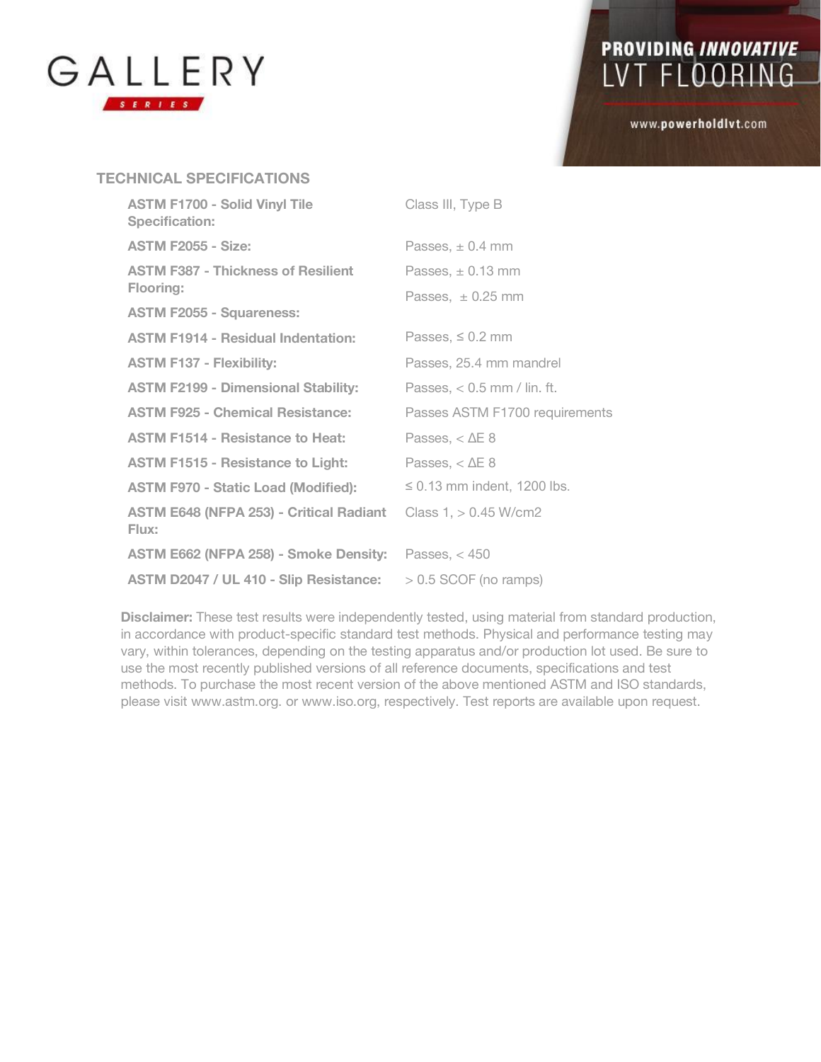GALLERY

SERIES

PROVIDING *INNOVATIVE* LVT FLOORING

www.powerholdlvt.com

## TECHNICAL SPECIFICATIONS

| | |
|---|---|
| **ASTM F1700 - Solid Vinyl Tile Specification:** | Class III, Type B |
| **ASTM F2055 - Size:** | Passes, ± 0.4 mm |
| **ASTM F387 - Thickness of Resilient Flooring:** | Passes, ± 0.13 mm |
| **ASTM F2055 - Squareness:** | Passes, ± 0.25 mm |
| **ASTM F1914 - Residual Indentation:** | Passes, ≤ 0.2 mm |
| **ASTM F137 - Flexibility:** | Passes, 25.4 mm mandrel |
| **ASTM F2199 - Dimensional Stability:** | Passes, < 0.5 mm / lin. ft. |
| **ASTM F925 - Chemical Resistance:** | Passes ASTM F1700 requirements |
| **ASTM F1514 - Resistance to Heat:** | Passes, < ΔE 8 |
| **ASTM F1515 - Resistance to Light:** | Passes, < ΔE 8 |
| **ASTM F970 - Static Load (Modified):** | ≤ 0.13 mm indent, 1200 lbs. |
| **ASTM E648 (NFPA 253) - Critical Radiant Flux:** | Class 1, > 0.45 W/cm2 |
| **ASTM E662 (NFPA 258) - Smoke Density:** | Passes, < 450 |
| **ASTM D2047 / UL 410 - Slip Resistance:** | > 0.5 SCOF (no ramps) |

**Disclaimer:** These test results were independently tested, using material from standard production, in accordance with product-specific standard test methods. Physical and performance testing may vary, within tolerances, depending on the testing apparatus and/or production lot used. Be sure to use the most recently published versions of all reference documents, specifications and test methods. To purchase the most recent version of the above mentioned ASTM and ISO standards, please visit www.astm.org. or www.iso.org, respectively. Test reports are available upon request.